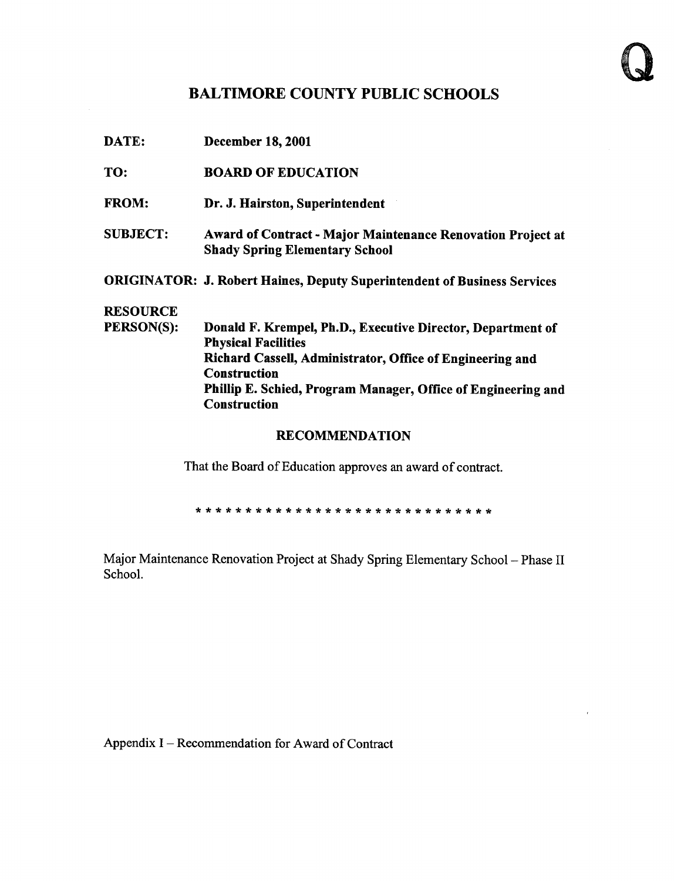Q

# BALTIMORE COUNTY PUBLIC SCHOOLS

**DATE:** December 18, 2001

**TO:** BOARD OF EDUCATION

**FROM:** Dr. J. Hairston, Superintendent

**SUBJECT:** Award of Contract - Major Maintenance Renovation Project at Shady Spring Elementary School

**ORIGINATOR:** J. Robert Haines, Deputy Superintendent of Business Services

**RESOURCE PERSON(S):** Donald F. Krempel, Ph.D., Executive Director, Department of Physical Facilities
Richard Cassell, Administrator, Office of Engineering and Construction
Phillip E. Schied, Program Manager, Office of Engineering and Construction

## RECOMMENDATION

That the Board of Education approves an award of contract.

* * * * * * * * * * * * * * * * * * * * * * * * * * * * * *

Major Maintenance Renovation Project at Shady Spring Elementary School – Phase II School.

Appendix I – Recommendation for Award of Contract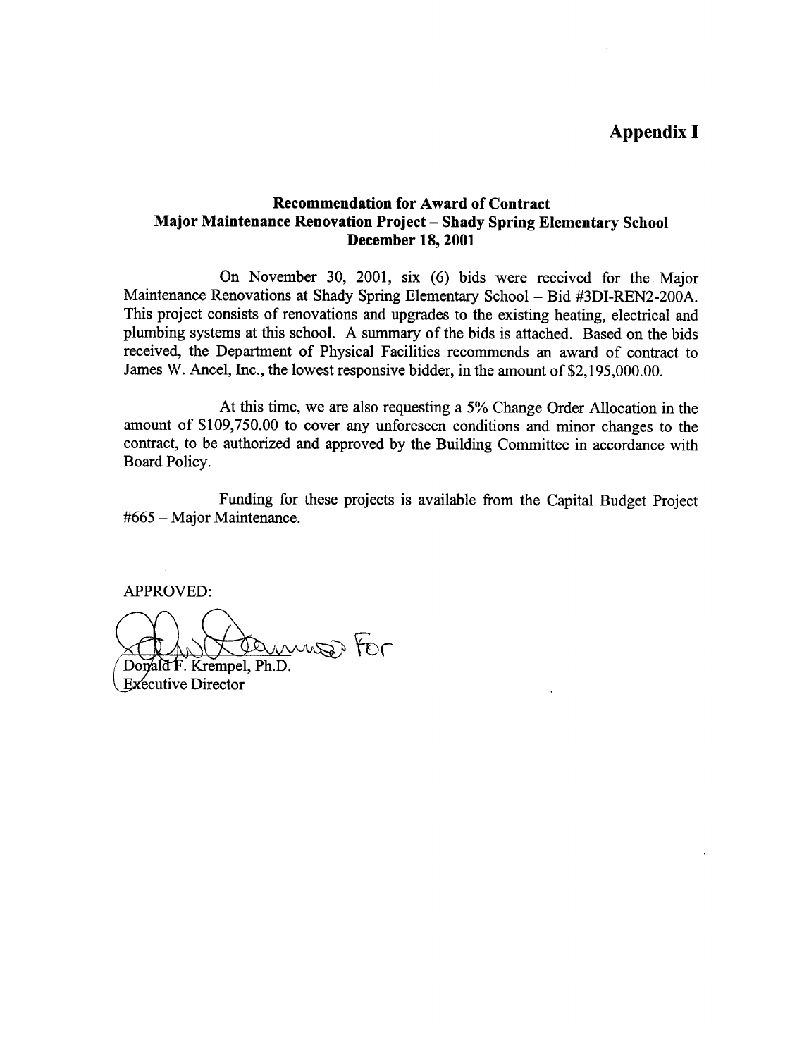# Appendix I

**Recommendation for Award of Contract**
**Major Maintenance Renovation Project – Shady Spring Elementary School**
**December 18, 2001**

On November 30, 2001, six (6) bids were received for the Major Maintenance Renovations at Shady Spring Elementary School – Bid #3DI-REN2-200A. This project consists of renovations and upgrades to the existing heating, electrical and plumbing systems at this school. A summary of the bids is attached. Based on the bids received, the Department of Physical Facilities recommends an award of contract to James W. Ancel, Inc., the lowest responsive bidder, in the amount of $2,195,000.00.

At this time, we are also requesting a 5% Change Order Allocation in the amount of $109,750.00 to cover any unforeseen conditions and minor changes to the contract, to be authorized and approved by the Building Committee in accordance with Board Policy.

Funding for these projects is available from the Capital Budget Project #665 – Major Maintenance.

APPROVED:

For

Donald F. Krempel, Ph.D.
Executive Director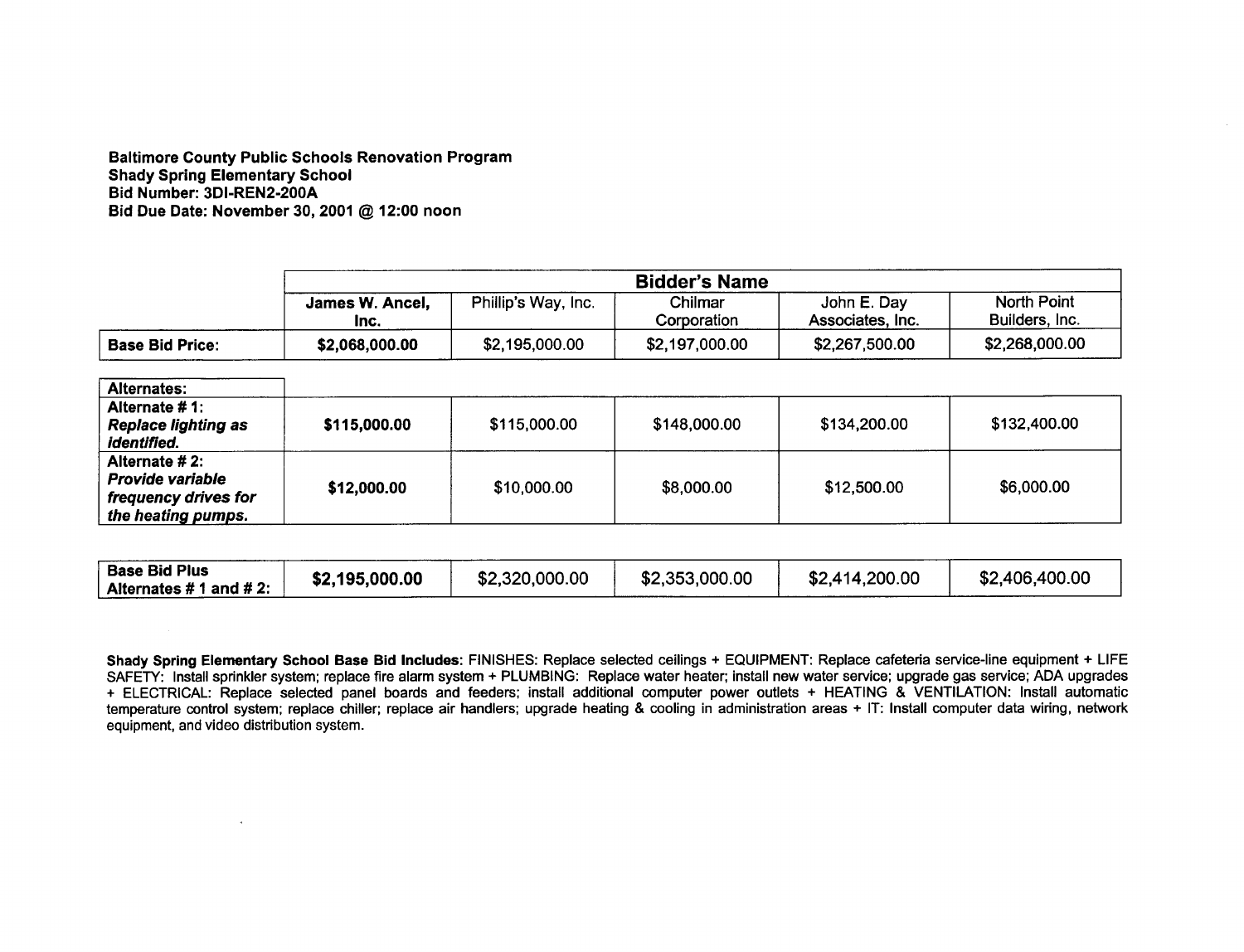**Baltimore County Public Schools Renovation Program**
**Shady Spring Elementary School**
**Bid Number: 3DI-REN2-200A**
**Bid Due Date: November 30, 2001 @ 12:00 noon**

| | Bidder's Name | | | | |
|---|---|---|---|---|---|
| | **James W. Ancel, Inc.** | Phillip's Way, Inc. | Chilmar Corporation | John E. Day Associates, Inc. | North Point Builders, Inc. |
| **Base Bid Price:** | **$2,068,000.00** | $2,195,000.00 | $2,197,000.00 | $2,267,500.00 | $2,268,000.00 |
| **Alternates:** | | | | | |
| **Alternate # 1:** ***Replace lighting as identified.*** | **$115,000.00** | $115,000.00 | $148,000.00 | $134,200.00 | $132,400.00 |
| **Alternate # 2:** ***Provide variable frequency drives for the heating pumps.*** | **$12,000.00** | $10,000.00 | $8,000.00 | $12,500.00 | $6,000.00 |
| **Base Bid Plus Alternates # 1 and # 2:** | **$2,195,000.00** | $2,320,000.00 | $2,353,000.00 | $2,414,200.00 | $2,406,400.00 |

**Shady Spring Elementary School Base Bid Includes**: FINISHES: Replace selected ceilings + EQUIPMENT: Replace cafeteria service-line equipment + LIFE SAFETY: Install sprinkler system; replace fire alarm system + PLUMBING: Replace water heater; install new water service; upgrade gas service; ADA upgrades + ELECTRICAL: Replace selected panel boards and feeders; install additional computer power outlets + HEATING & VENTILATION: Install automatic temperature control system; replace chiller; replace air handlers; upgrade heating & cooling in administration areas + IT: Install computer data wiring, network equipment, and video distribution system.